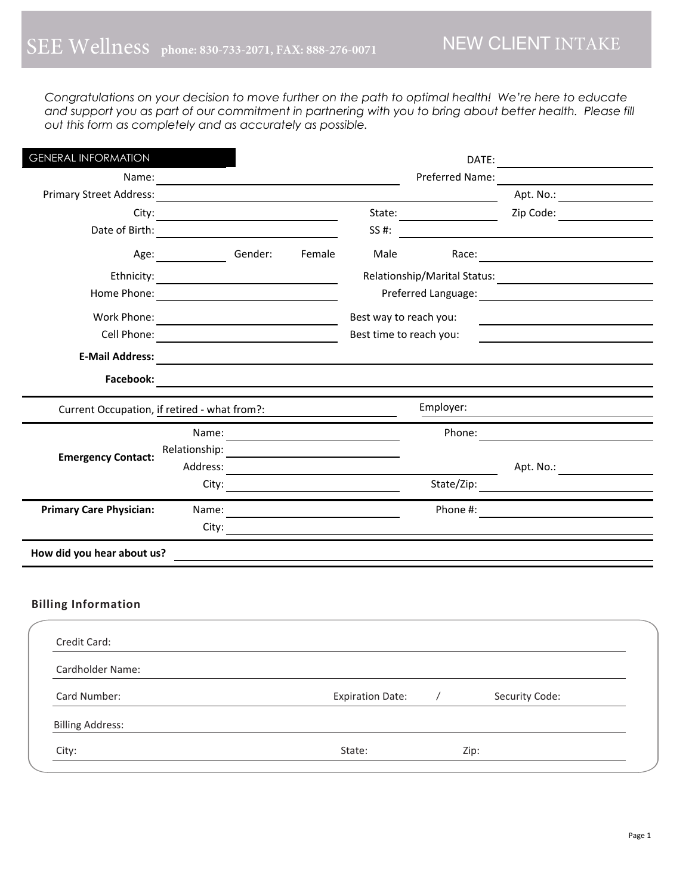# SEE Wellness phone: 830-733-2071, FAX: 888-276-0071

## NEW CLIENT INTAKE

*Congratulations on your decision to move further on the path to optimal health! We're here to educate and support you as part of our commitment in partnering with you to bring about better health. Please fill out this form as completely and as accurately as possible.*

### GENERAL INFORMATION

DATE: \_\_\_\_\_\_\_\_\_\_

Name: \_\_\_\_\_\_\_\_\_\_ Preferred Name: \_\_\_\_\_\_\_\_\_\_

Primary Street Address: \_\_\_\_\_\_\_\_\_\_ Apt. No.: \_\_\_\_\_\_\_\_\_\_

City: \_\_\_\_\_\_\_\_\_\_ State: \_\_\_\_\_\_\_\_\_\_ Zip Code: \_\_\_\_\_\_\_\_\_\_

Date of Birth: \_\_\_\_\_\_\_\_\_\_ SS #: \_\_\_\_\_\_\_\_\_\_

Age: \_\_\_\_\_\_\_\_\_\_ Gender: Female Male Race: \_\_\_\_\_\_\_\_\_\_

Ethnicity: \_\_\_\_\_\_\_\_\_\_ Relationship/Marital Status: \_\_\_\_\_\_\_\_\_\_

Home Phone: \_\_\_\_\_\_\_\_\_\_ Preferred Language: \_\_\_\_\_\_\_\_\_\_

Work Phone: \_\_\_\_\_\_\_\_\_\_ Best way to reach you: \_\_\_\_\_\_\_\_\_\_

Cell Phone: \_\_\_\_\_\_\_\_\_\_ Best time to reach you: \_\_\_\_\_\_\_\_\_\_

**E-Mail Address:** \_\_\_\_\_\_\_\_\_\_

**Facebook:** \_\_\_\_\_\_\_\_\_\_

Current Occupation, if retired - what from?: \_\_\_\_\_\_\_\_\_\_ Employer: \_\_\_\_\_\_\_\_\_\_

**Emergency Contact:**

Name: \_\_\_\_\_\_\_\_\_\_ Phone: \_\_\_\_\_\_\_\_\_\_

Relationship: \_\_\_\_\_\_\_\_\_\_

Address: \_\_\_\_\_\_\_\_\_\_ Apt. No.: \_\_\_\_\_\_\_\_\_\_

City: \_\_\_\_\_\_\_\_\_\_ State/Zip: \_\_\_\_\_\_\_\_\_\_

**Primary Care Physician:**

Name: \_\_\_\_\_\_\_\_\_\_ Phone #: \_\_\_\_\_\_\_\_\_\_

City: \_\_\_\_\_\_\_\_\_\_

**How did you hear about us?** \_\_\_\_\_\_\_\_\_\_

### Billing Information

Credit Card: \_\_\_\_\_\_\_\_\_\_

Cardholder Name: \_\_\_\_\_\_\_\_\_\_

Card Number: \_\_\_\_\_\_\_\_\_\_ Expiration Date: \_\_\_\_ / \_\_\_\_ Security Code: \_\_\_\_\_\_\_\_\_\_

Billing Address: \_\_\_\_\_\_\_\_\_\_

City: \_\_\_\_\_\_\_\_\_\_ State: \_\_\_\_\_\_\_\_\_\_ Zip: \_\_\_\_\_\_\_\_\_\_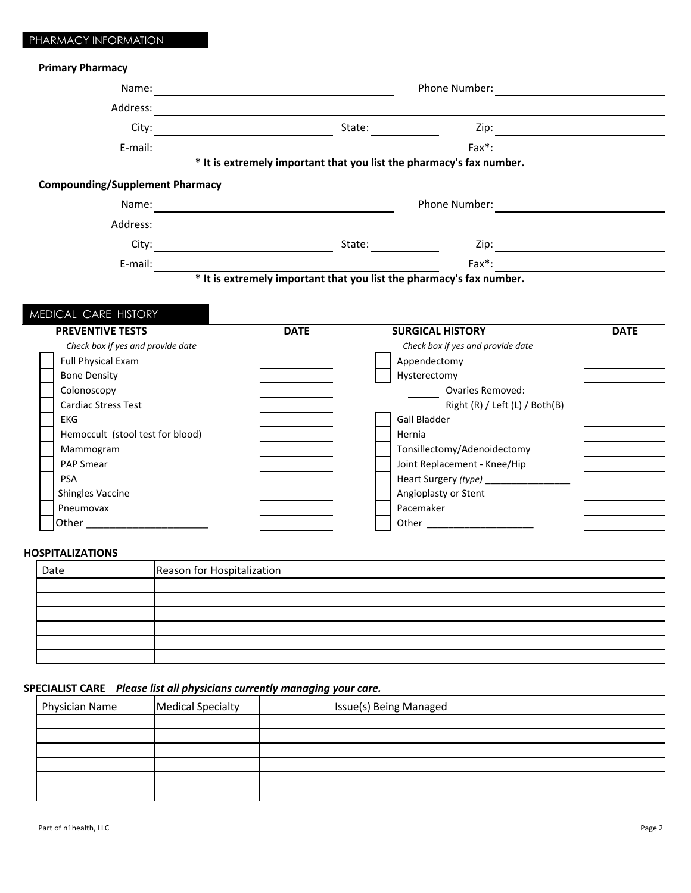## PHARMACY INFORMATION

**Primary Pharmacy**

Name: ______________________ Phone Number: ______________________

Address: ______________________

City: ______________________ State: __________ Zip: ______________________

E-mail: ______________________ Fax*: ______________________

**\* It is extremely important that you list the pharmacy's fax number.**

**Compounding/Supplement Pharmacy**

Name: ______________________ Phone Number: ______________________

Address: ______________________

City: ______________________ State: __________ Zip: ______________________

E-mail: ______________________ Fax*: ______________________

**\* It is extremely important that you list the pharmacy's fax number.**

## MEDICAL CARE HISTORY

| PREVENTIVE TESTS | DATE |
|---|---|
| *Check box if yes and provide date* | |
| ☐ Full Physical Exam | |
| ☐ Bone Density | |
| ☐ Colonoscopy | |
| ☐ Cardiac Stress Test | |
| ☐ EKG | |
| ☐ Hemoccult (stool test for blood) | |
| ☐ Mammogram | |
| ☐ PAP Smear | |
| ☐ PSA | |
| ☐ Shingles Vaccine | |
| ☐ Pneumovax | |
| ☐ Other ______________________ | |

| SURGICAL HISTORY | DATE |
|---|---|
| *Check box if yes and provide date* | |
| ☐ Appendectomy | |
| ☐ Hysterectomy | |
| ______ Ovaries Removed: Right (R) / Left (L) / Both(B) | |
| ☐ Gall Bladder | |
| ☐ Hernia | |
| ☐ Tonsillectomy/Adenoidectomy | |
| ☐ Joint Replacement - Knee/Hip | |
| ☐ Heart Surgery *(type)* ________________ | |
| ☐ Angioplasty or Stent | |
| ☐ Pacemaker | |
| ☐ Other ____________________ | |

### HOSPITALIZATIONS

| Date | Reason for Hospitalization |
|---|---|
| | |
| | |
| | |
| | |
| | |
| | |

### SPECIALIST CARE *Please list all physicians currently managing your care.*

| Physician Name | Medical Specialty | Issue(s) Being Managed |
|---|---|---|
| | | |
| | | |
| | | |
| | | |
| | | |
| | | |

Part of n1health, LLC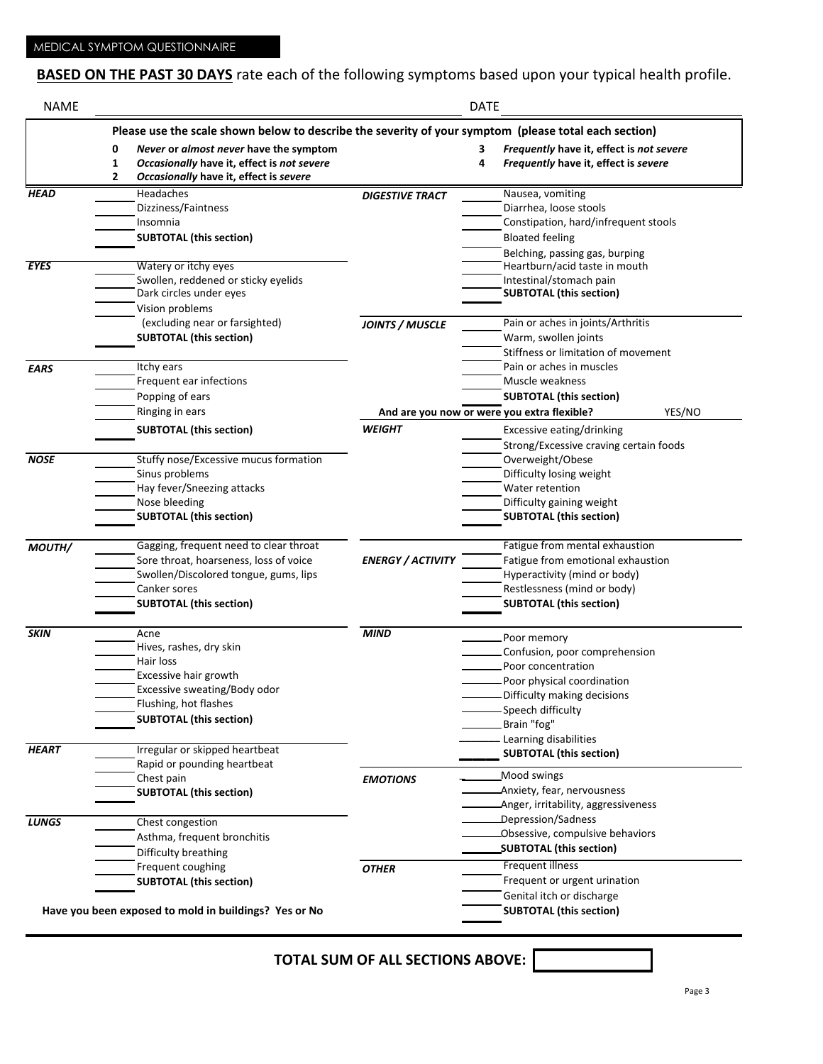MEDICAL SYMPTOM QUESTIONNAIRE

**BASED ON THE PAST 30 DAYS** rate each of the following symptoms based upon your typical health profile.

NAME ______________________________ DATE ______________________

**Please use the scale shown below to describe the severity of your symptom (please total each section)**

| | |
|---|---|
| **0** *Never* or *almost never* have the symptom | **3** *Frequently* have it, effect is *not severe* |
| **1** *Occasionally* have it, effect is *not severe* | **4** *Frequently* have it, effect is *severe* |
| **2** *Occasionally* have it, effect is *severe* | |

***HEAD***

____ Headaches
____ Dizziness/Faintness
____ Insomnia
____ **SUBTOTAL (this section)**

***EYES***

____ Watery or itchy eyes
____ Swollen, reddened or sticky eyelids
____ Dark circles under eyes
____ Vision problems (excluding near or farsighted)
____ **SUBTOTAL (this section)**

***EARS***

____ Itchy ears
____ Frequent ear infections
____ Popping of ears
____ Ringing in ears
____ **SUBTOTAL (this section)**

***NOSE***

____ Stuffy nose/Excessive mucus formation
____ Sinus problems
____ Hay fever/Sneezing attacks
____ Nose bleeding
____ **SUBTOTAL (this section)**

***MOUTH/***

____ Gagging, frequent need to clear throat
____ Sore throat, hoarseness, loss of voice
____ Swollen/Discolored tongue, gums, lips
____ Canker sores
____ **SUBTOTAL (this section)**

***SKIN***

____ Acne
____ Hives, rashes, dry skin
____ Hair loss
____ Excessive hair growth
____ Excessive sweating/Body odor
____ Flushing, hot flashes
____ **SUBTOTAL (this section)**

***HEART***

____ Irregular or skipped heartbeat
____ Rapid or pounding heartbeat
____ Chest pain
____ **SUBTOTAL (this section)**

***LUNGS***

____ Chest congestion
____ Asthma, frequent bronchitis
____ Difficulty breathing
____ Frequent coughing
____ **SUBTOTAL (this section)**

**Have you been exposed to mold in buildings? Yes or No**

***DIGESTIVE TRACT***

____ Nausea, vomiting
____ Diarrhea, loose stools
____ Constipation, hard/infrequent stools
____ Bloated feeling
____ Belching, passing gas, burping
____ Heartburn/acid taste in mouth
____ Intestinal/stomach pain
____ **SUBTOTAL (this section)**

***JOINTS / MUSCLE***

____ Pain or aches in joints/Arthritis
____ Warm, swollen joints
____ Stiffness or limitation of movement
____ Pain or aches in muscles
____ Muscle weakness
____ **SUBTOTAL (this section)**

**And are you now or were you extra flexible?** YES/NO

***WEIGHT***

____ Excessive eating/drinking
____ Strong/Excessive craving certain foods
____ Overweight/Obese
____ Difficulty losing weight
____ Water retention
____ Difficulty gaining weight
____ **SUBTOTAL (this section)**

***ENERGY / ACTIVITY***

____ Fatigue from mental exhaustion
____ Fatigue from emotional exhaustion
____ Hyperactivity (mind or body)
____ Restlessness (mind or body)
____ **SUBTOTAL (this section)**

***MIND***

____ Poor memory
____ Confusion, poor comprehension
____ Poor concentration
____ Poor physical coordination
____ Difficulty making decisions
____ Speech difficulty
____ Brain "fog"
____ Learning disabilities
____ **SUBTOTAL (this section)**

***EMOTIONS***

____ Mood swings
____ Anxiety, fear, nervousness
____ Anger, irritability, aggressiveness
____ Depression/Sadness
____ Obsessive, compulsive behaviors
____ **SUBTOTAL (this section)**

***OTHER***

____ Frequent illness
____ Frequent or urgent urination
____ Genital itch or discharge
____ **SUBTOTAL (this section)**

**TOTAL SUM OF ALL SECTIONS ABOVE:** ________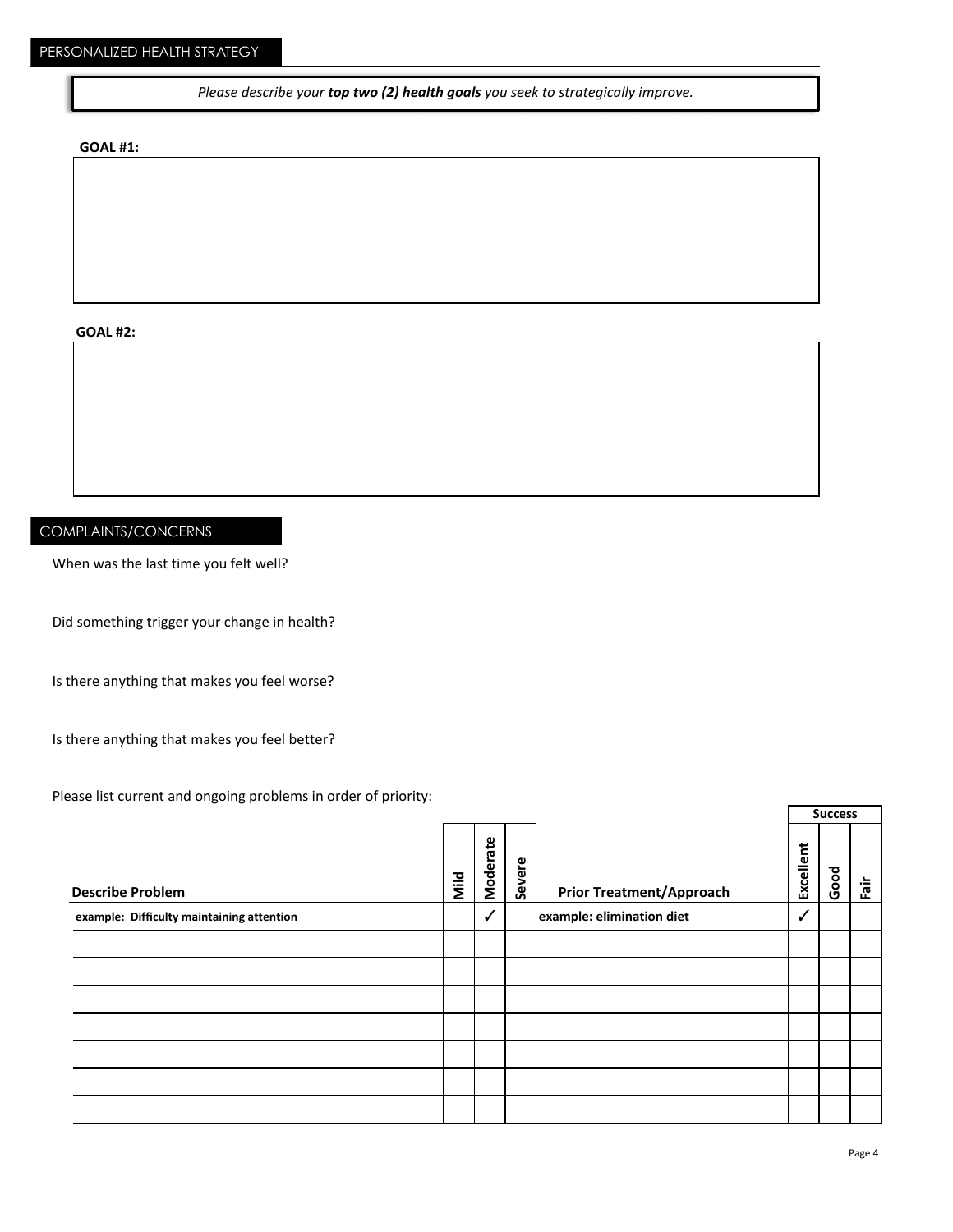## PERSONALIZED HEALTH STRATEGY

*Please describe your **top two (2) health goals** you seek to strategically improve.*

**GOAL #1:**

**GOAL #2:**

## COMPLAINTS/CONCERNS

When was the last time you felt well?

Did something trigger your change in health?

Is there anything that makes you feel worse?

Is there anything that makes you feel better?

Please list current and ongoing problems in order of priority:

| Describe Problem | Mild | Moderate | Severe | Prior Treatment/Approach | Success: Excellent | Success: Good | Success: Fair |
|---|---|---|---|---|---|---|---|
| **example: Difficulty maintaining attention** | | ✓ | | **example: elimination diet** | ✓ | | |
| | | | | | | | |
| | | | | | | | |
| | | | | | | | |
| | | | | | | | |
| | | | | | | | |
| | | | | | | | |
| | | | | | | | |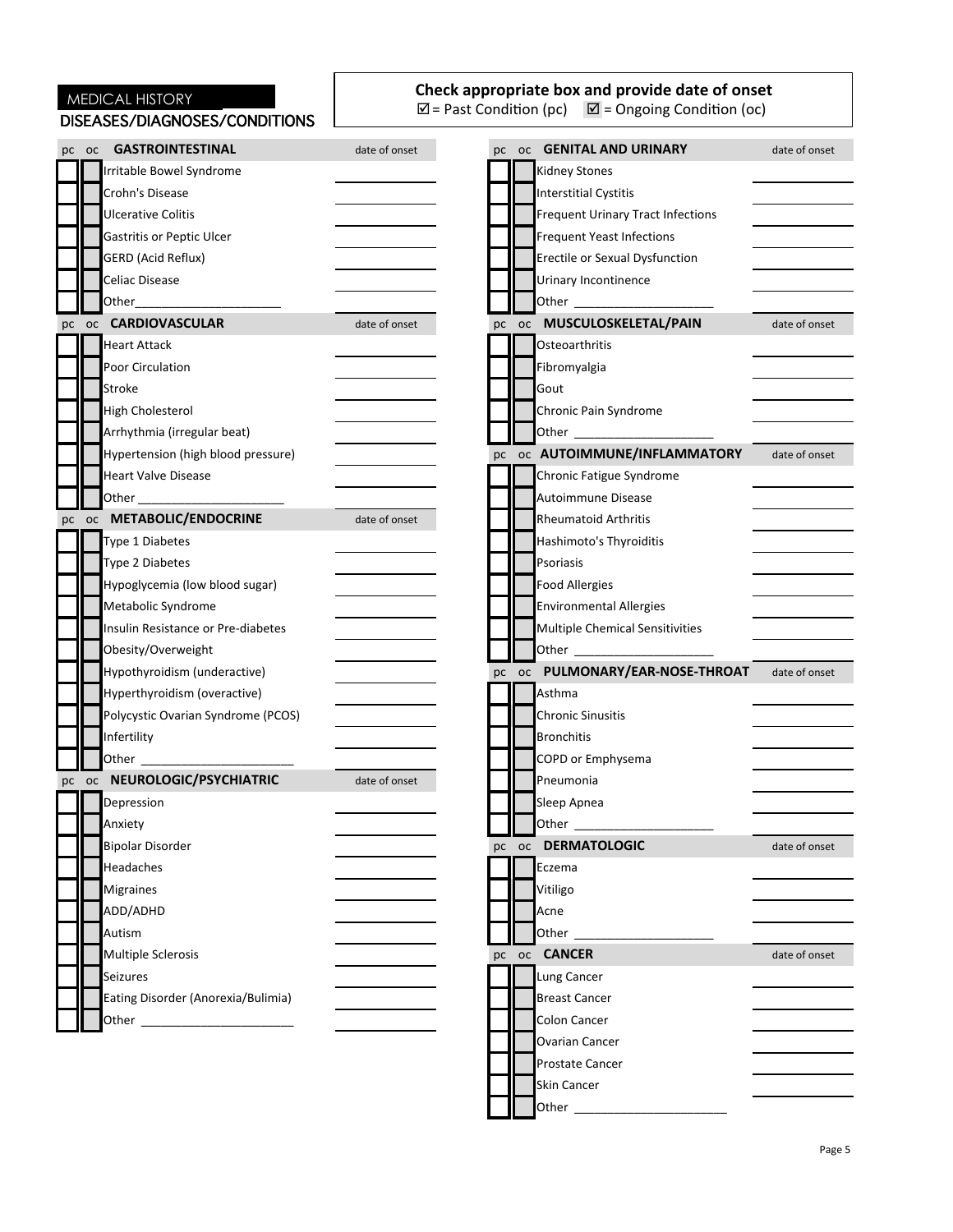MEDICAL HISTORY

## DISEASES/DIAGNOSES/CONDITIONS

**Check appropriate box and provide date of onset**

☑ = Past Condition (pc) ☑ = Ongoing Condition (oc)

| pc | oc | GASTROINTESTINAL | date of onset |
|---|---|---|---|
| ☐ | ☐ | Irritable Bowel Syndrome | |
| ☐ | ☐ | Crohn's Disease | |
| ☐ | ☐ | Ulcerative Colitis | |
| ☐ | ☐ | Gastritis or Peptic Ulcer | |
| ☐ | ☐ | GERD (Acid Reflux) | |
| ☐ | ☐ | Celiac Disease | |
| ☐ | ☐ | Other_____________________ | |

| pc | oc | CARDIOVASCULAR | date of onset |
|---|---|---|---|
| ☐ | ☐ | Heart Attack | |
| ☐ | ☐ | Poor Circulation | |
| ☐ | ☐ | Stroke | |
| ☐ | ☐ | High Cholesterol | |
| ☐ | ☐ | Arrhythmia (irregular beat) | |
| ☐ | ☐ | Hypertension (high blood pressure) | |
| ☐ | ☐ | Heart Valve Disease | |
| ☐ | ☐ | Other _____________________ | |

| pc | oc | METABOLIC/ENDOCRINE | date of onset |
|---|---|---|---|
| ☐ | ☐ | Type 1 Diabetes | |
| ☐ | ☐ | Type 2 Diabetes | |
| ☐ | ☐ | Hypoglycemia (low blood sugar) | |
| ☐ | ☐ | Metabolic Syndrome | |
| ☐ | ☐ | Insulin Resistance or Pre-diabetes | |
| ☐ | ☐ | Obesity/Overweight | |
| ☐ | ☐ | Hypothyroidism (underactive) | |
| ☐ | ☐ | Hyperthyroidism (overactive) | |
| ☐ | ☐ | Polycystic Ovarian Syndrome (PCOS) | |
| ☐ | ☐ | Infertility | |
| ☐ | ☐ | Other ______________________ | |

| pc | oc | NEUROLOGIC/PSYCHIATRIC | date of onset |
|---|---|---|---|
| ☐ | ☐ | Depression | |
| ☐ | ☐ | Anxiety | |
| ☐ | ☐ | Bipolar Disorder | |
| ☐ | ☐ | Headaches | |
| ☐ | ☐ | Migraines | |
| ☐ | ☐ | ADD/ADHD | |
| ☐ | ☐ | Autism | |
| ☐ | ☐ | Multiple Sclerosis | |
| ☐ | ☐ | Seizures | |
| ☐ | ☐ | Eating Disorder (Anorexia/Bulimia) | |
| ☐ | ☐ | Other ______________________ | |

| pc | oc | GENITAL AND URINARY | date of onset |
|---|---|---|---|
| ☐ | ☐ | Kidney Stones | |
| ☐ | ☐ | Interstitial Cystitis | |
| ☐ | ☐ | Frequent Urinary Tract Infections | |
| ☐ | ☐ | Frequent Yeast Infections | |
| ☐ | ☐ | Erectile or Sexual Dysfunction | |
| ☐ | ☐ | Urinary Incontinence | |
| ☐ | ☐ | Other ____________________ | |

| pc | oc | MUSCULOSKELETAL/PAIN | date of onset |
|---|---|---|---|
| ☐ | ☐ | Osteoarthritis | |
| ☐ | ☐ | Fibromyalgia | |
| ☐ | ☐ | Gout | |
| ☐ | ☐ | Chronic Pain Syndrome | |
| ☐ | ☐ | Other ____________________ | |

| pc | oc | AUTOIMMUNE/INFLAMMATORY | date of onset |
|---|---|---|---|
| ☐ | ☐ | Chronic Fatigue Syndrome | |
| ☐ | ☐ | Autoimmune Disease | |
| ☐ | ☐ | Rheumatoid Arthritis | |
| ☐ | ☐ | Hashimoto's Thyroiditis | |
| ☐ | ☐ | Psoriasis | |
| ☐ | ☐ | Food Allergies | |
| ☐ | ☐ | Environmental Allergies | |
| ☐ | ☐ | Multiple Chemical Sensitivities | |
| ☐ | ☐ | Other ____________________ | |

| pc | oc | PULMONARY/EAR-NOSE-THROAT | date of onset |
|---|---|---|---|
| ☐ | ☐ | Asthma | |
| ☐ | ☐ | Chronic Sinusitis | |
| ☐ | ☐ | Bronchitis | |
| ☐ | ☐ | COPD or Emphysema | |
| ☐ | ☐ | Pneumonia | |
| ☐ | ☐ | Sleep Apnea | |
| ☐ | ☐ | Other ____________________ | |

| pc | oc | DERMATOLOGIC | date of onset |
|---|---|---|---|
| ☐ | ☐ | Eczema | |
| ☐ | ☐ | Vitiligo | |
| ☐ | ☐ | Acne | |
| ☐ | ☐ | Other ____________________ | |

| pc | oc | CANCER | date of onset |
|---|---|---|---|
| ☐ | ☐ | Lung Cancer | |
| ☐ | ☐ | Breast Cancer | |
| ☐ | ☐ | Colon Cancer | |
| ☐ | ☐ | Ovarian Cancer | |
| ☐ | ☐ | Prostate Cancer | |
| ☐ | ☐ | Skin Cancer | |
| ☐ | ☐ | Other ______________________ | |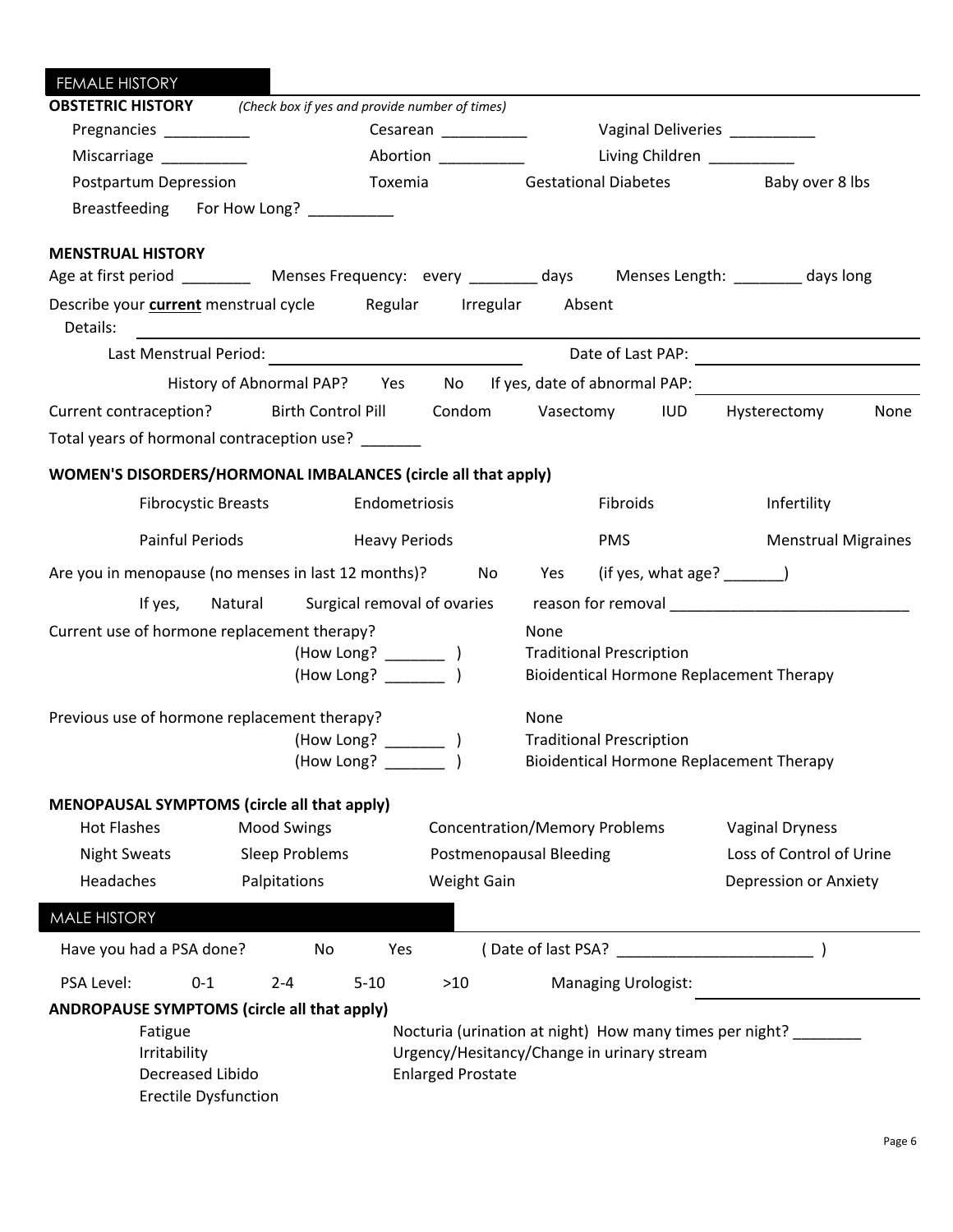## FEMALE HISTORY

**OBSTETRIC HISTORY** *(Check box if yes and provide number of times)*

Pregnancies __________ Cesarean __________ Vaginal Deliveries __________

Miscarriage __________ Abortion __________ Living Children __________

Postpartum Depression Toxemia Gestational Diabetes Baby over 8 lbs

Breastfeeding For How Long? __________

**MENSTRUAL HISTORY**

Age at first period ________ Menses Frequency: every ________ days Menses Length: ________ days long

Describe your **current** menstrual cycle Regular Irregular Absent

Details: ______________________________

Last Menstrual Period: ______________________________ Date of Last PAP: ______________________________

History of Abnormal PAP? Yes No If yes, date of abnormal PAP: ______________________________

Current contraception? Birth Control Pill Condom Vasectomy IUD Hysterectomy None

Total years of hormonal contraception use? _______

**WOMEN'S DISORDERS/HORMONAL IMBALANCES (circle all that apply)**

Fibrocystic Breasts Endometriosis Fibroids Infertility

Painful Periods Heavy Periods PMS Menstrual Migraines

Are you in menopause (no menses in last 12 months)? No Yes (if yes, what age? _______)

If yes, Natural Surgical removal of ovaries reason for removal ____________________________

Current use of hormone replacement therapy?
- None
- Traditional Prescription (How Long? _______ )
- Bioidentical Hormone Replacement Therapy (How Long? _______ )

Previous use of hormone replacement therapy?
- None
- Traditional Prescription (How Long? _______ )
- Bioidentical Hormone Replacement Therapy (How Long? _______ )

**MENOPAUSAL SYMPTOMS (circle all that apply)**

Hot Flashes Mood Swings Concentration/Memory Problems Vaginal Dryness

Night Sweats Sleep Problems Postmenopausal Bleeding Loss of Control of Urine

Headaches Palpitations Weight Gain Depression or Anxiety

## MALE HISTORY

Have you had a PSA done? No Yes ( Date of last PSA? ______________________ )

PSA Level: 0-1 2-4 5-10 >10 Managing Urologist: ______________________________

**ANDROPAUSE SYMPTOMS (circle all that apply)**

Fatigue Nocturia (urination at night) How many times per night? ________

Irritability Urgency/Hesitancy/Change in urinary stream

Decreased Libido Enlarged Prostate

Erectile Dysfunction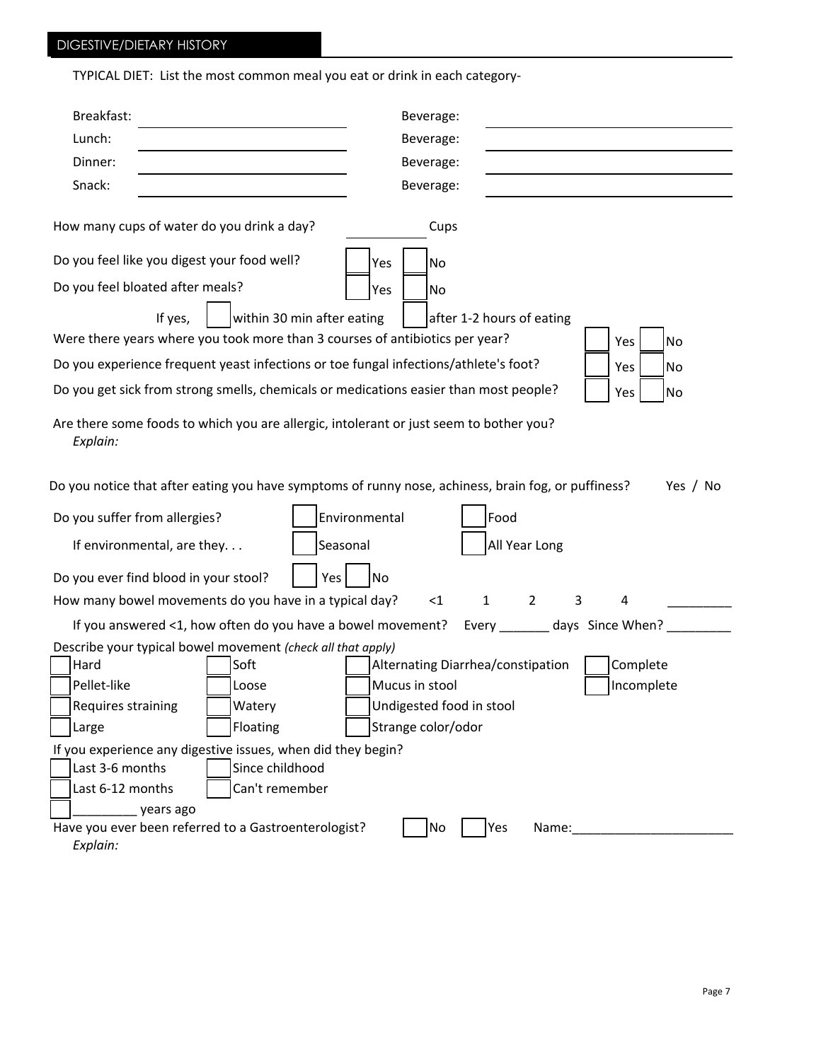## DIGESTIVE/DIETARY HISTORY

TYPICAL DIET: List the most common meal you eat or drink in each category-

| | | | |
|---|---|---|---|
| Breakfast: | | Beverage: | |
| Lunch: | | Beverage: | |
| Dinner: | | Beverage: | |
| Snack: | | Beverage: | |

How many cups of water do you drink a day? __________ Cups

Do you feel like you digest your food well? ☐ Yes ☐ No

Do you feel bloated after meals? ☐ Yes ☐ No

If yes, ☐ within 30 min after eating ☐ after 1-2 hours of eating

Were there years where you took more than 3 courses of antibiotics per year? ☐ Yes ☐ No

Do you experience frequent yeast infections or toe fungal infections/athlete's foot? ☐ Yes ☐ No

Do you get sick from strong smells, chemicals or medications easier than most people? ☐ Yes ☐ No

Are there some foods to which you are allergic, intolerant or just seem to bother you?
*Explain:*

Do you notice that after eating you have symptoms of runny nose, achiness, brain fog, or puffiness? Yes / No

Do you suffer from allergies? ☐ Environmental ☐ Food

If environmental, are they. . . ☐ Seasonal ☐ All Year Long

Do you ever find blood in your stool? ☐ Yes ☐ No

How many bowel movements do you have in a typical day? <1 1 2 3 4 _________

If you answered <1, how often do you have a bowel movement? Every _______ days Since When? _________

Describe your typical bowel movement *(check all that apply)*

| | | | |
|---|---|---|---|
| ☐ Hard | ☐ Soft | ☐ Alternating Diarrhea/constipation | ☐ Complete |
| ☐ Pellet-like | ☐ Loose | ☐ Mucus in stool | ☐ Incomplete |
| ☐ Requires straining | ☐ Watery | ☐ Undigested food in stool | |
| ☐ Large | ☐ Floating | ☐ Strange color/odor | |

If you experience any digestive issues, when did they begin?

| | |
|---|---|
| ☐ Last 3-6 months | ☐ Since childhood |
| ☐ Last 6-12 months | ☐ Can't remember |
| ☐ _________ years ago | |

Have you ever been referred to a Gastroenterologist? ☐ No ☐ Yes Name:______________________
*Explain:*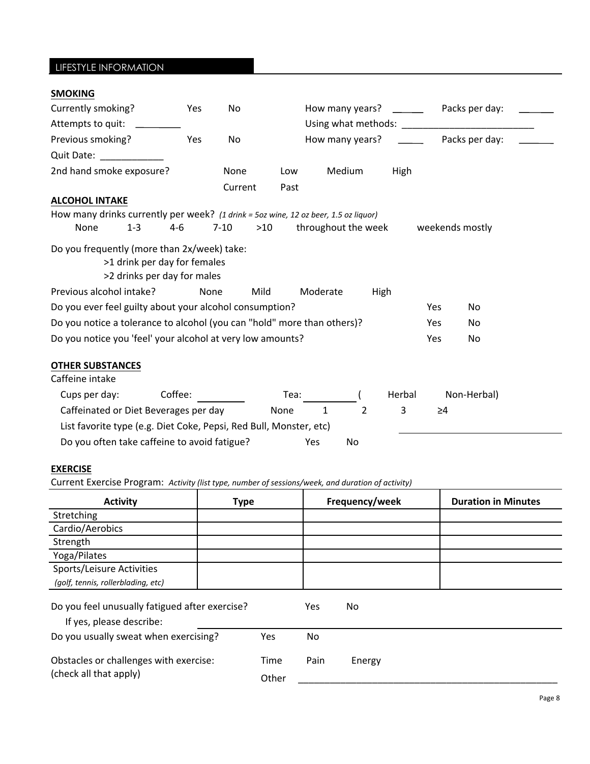## LIFESTYLE INFORMATION

**SMOKING**

Currently smoking? Yes No How many years? ______ Packs per day: _______

Attempts to quit: _________ Using what methods: _________________________

Previous smoking? Yes No How many years? _____ Packs per day: _______

Quit Date: ____________

2nd hand smoke exposure? None Low Medium High

Current Past

**ALCOHOL INTAKE**

How many drinks currently per week? *(1 drink = 5oz wine, 12 oz beer, 1.5 oz liquor)*

None 1-3 4-6 7-10 >10 throughout the week weekends mostly

Do you frequently (more than 2x/week) take:

- >1 drink per day for females
- >2 drinks per day for males

Previous alcohol intake? None Mild Moderate High

Do you ever feel guilty about your alcohol consumption? Yes No

Do you notice a tolerance to alcohol (you can "hold" more than others)? Yes No

Do you notice you 'feel' your alcohol at very low amounts? Yes No

**OTHER SUBSTANCES**

Caffeine intake

Cups per day: Coffee: _________ Tea: _________ ( Herbal Non-Herbal)

Caffeinated or Diet Beverages per day None 1 2 3 ≥4

List favorite type (e.g. Diet Coke, Pepsi, Red Bull, Monster, etc) _________________________

Do you often take caffeine to avoid fatigue? Yes No

**EXERCISE**

Current Exercise Program: *Activity (list type, number of sessions/week, and duration of activity)*

| Activity | Type | Frequency/week | Duration in Minutes |
|---|---|---|---|
| Stretching | | | |
| Cardio/Aerobics | | | |
| Strength | | | |
| Yoga/Pilates | | | |
| Sports/Leisure Activities *(golf, tennis, rollerblading, etc)* | | | |

Do you feel unusually fatigued after exercise? Yes No

If yes, please describe: _________________________

Do you usually sweat when exercising? Yes No

Obstacles or challenges with exercise: (check all that apply) Time Pain Energy

Other _________________________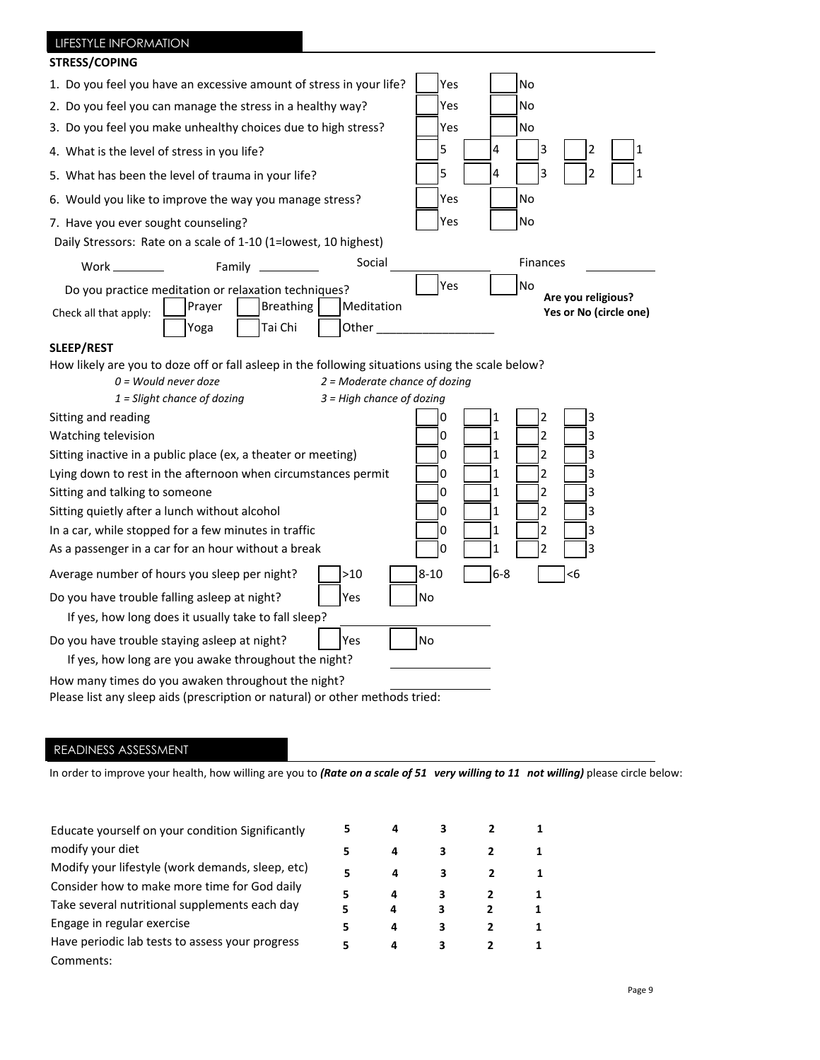## LIFESTYLE INFORMATION

**STRESS/COPING**

| Question | | | | | |
|---|---|---|---|---|---|
| 1. Do you feel you have an excessive amount of stress in your life? | Yes | No | | | |
| 2. Do you feel you can manage the stress in a healthy way? | Yes | No | | | |
| 3. Do you feel you make unhealthy choices due to high stress? | Yes | No | | | |
| 4. What is the level of stress in you life? | 5 | 4 | 3 | 2 | 1 |
| 5. What has been the level of trauma in your life? | 5 | 4 | 3 | 2 | 1 |
| 6. Would you like to improve the way you manage stress? | Yes | No | | | |
| 7. Have you ever sought counseling? | Yes | No | | | |

Daily Stressors: Rate on a scale of 1-10 (1=lowest, 10 highest)

Work ________ Family _________ Social ____________ Finances ____________

Do you practice meditation or relaxation techniques? ☐ Yes ☐ No

**Are you religious? Yes or No (circle one)**

Check all that apply: ☐ Prayer ☐ Breathing ☐ Meditation ☐ Yoga ☐ Tai Chi ☐ Other __________________

**SLEEP/REST**

How likely are you to doze off or fall asleep in the following situations using the scale below?

*0 = Would never doze*
*1 = Slight chance of dozing*
*2 = Moderate chance of dozing*
*3 = High chance of dozing*

| Situation | | | | |
|---|---|---|---|---|
| Sitting and reading | 0 | 1 | 2 | 3 |
| Watching television | 0 | 1 | 2 | 3 |
| Sitting inactive in a public place (ex, a theater or meeting) | 0 | 1 | 2 | 3 |
| Lying down to rest in the afternoon when circumstances permit | 0 | 1 | 2 | 3 |
| Sitting and talking to someone | 0 | 1 | 2 | 3 |
| Sitting quietly after a lunch without alcohol | 0 | 1 | 2 | 3 |
| In a car, while stopped for a few minutes in traffic | 0 | 1 | 2 | 3 |
| As a passenger in a car for an hour without a break | 0 | 1 | 2 | 3 |

Average number of hours you sleep per night? ☐ >10 ☐ 8-10 ☐ 6-8 ☐ <6

Do you have trouble falling asleep at night? ☐ Yes ☐ No

If yes, how long does it usually take to fall sleep? ____________

Do you have trouble staying asleep at night? ☐ Yes ☐ No

If yes, how long are you awake throughout the night? ____________

How many times do you awaken throughout the night? ____________

Please list any sleep aids (prescription or natural) or other methods tried:

## READINESS ASSESSMENT

In order to improve your health, how willing are you to ***(Rate on a scale of 51 very willing to 11 not willing)*** please circle below:

| | | | | | |
|---|---|---|---|---|---|
| Educate yourself on your condition | **5** | **4** | **3** | **2** | **1** |
| Significantly modify your diet | **5** | **4** | **3** | **2** | **1** |
| Modify your lifestyle (work demands, sleep, etc) | **5** | **4** | **3** | **2** | **1** |
| Consider how to make more time for God daily | **5** | **4** | **3** | **2** | **1** |
| Take several nutritional supplements each day | **5** | **4** | **3** | **2** | **1** |
| Engage in regular exercise | **5** | **4** | **3** | **2** | **1** |
| Have periodic lab tests to assess your progress | **5** | **4** | **3** | **2** | **1** |

Comments: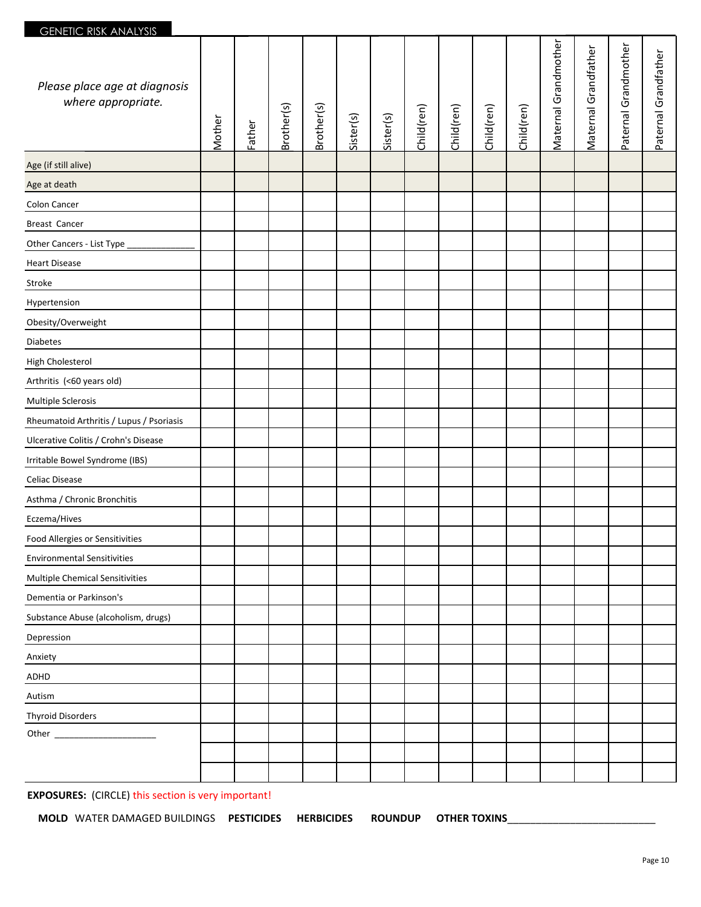## GENETIC RISK ANALYSIS

| *Please place age at diagnosis where appropriate.* | Mother | Father | Brother(s) | Brother(s) | Sister(s) | Sister(s) | Child(ren) | Child(ren) | Child(ren) | Child(ren) | Maternal Grandmother | Maternal Grandfather | Paternal Grandmother | Paternal Grandfather |
|---|---|---|---|---|---|---|---|---|---|---|---|---|---|---|
| Age (if still alive) | | | | | | | | | | | | | | |
| Age at death | | | | | | | | | | | | | | |
| Colon Cancer | | | | | | | | | | | | | | |
| Breast Cancer | | | | | | | | | | | | | | |
| Other Cancers - List Type ______________ | | | | | | | | | | | | | | |
| Heart Disease | | | | | | | | | | | | | | |
| Stroke | | | | | | | | | | | | | | |
| Hypertension | | | | | | | | | | | | | | |
| Obesity/Overweight | | | | | | | | | | | | | | |
| Diabetes | | | | | | | | | | | | | | |
| High Cholesterol | | | | | | | | | | | | | | |
| Arthritis (<60 years old) | | | | | | | | | | | | | | |
| Multiple Sclerosis | | | | | | | | | | | | | | |
| Rheumatoid Arthritis / Lupus / Psoriasis | | | | | | | | | | | | | | |
| Ulcerative Colitis / Crohn's Disease | | | | | | | | | | | | | | |
| Irritable Bowel Syndrome (IBS) | | | | | | | | | | | | | | |
| Celiac Disease | | | | | | | | | | | | | | |
| Asthma / Chronic Bronchitis | | | | | | | | | | | | | | |
| Eczema/Hives | | | | | | | | | | | | | | |
| Food Allergies or Sensitivities | | | | | | | | | | | | | | |
| Environmental Sensitivities | | | | | | | | | | | | | | |
| Multiple Chemical Sensitivities | | | | | | | | | | | | | | |
| Dementia or Parkinson's | | | | | | | | | | | | | | |
| Substance Abuse (alcoholism, drugs) | | | | | | | | | | | | | | |
| Depression | | | | | | | | | | | | | | |
| Anxiety | | | | | | | | | | | | | | |
| ADHD | | | | | | | | | | | | | | |
| Autism | | | | | | | | | | | | | | |
| Thyroid Disorders | | | | | | | | | | | | | | |
| Other ____________________ | | | | | | | | | | | | | | |
| | | | | | | | | | | | | | | |
| | | | | | | | | | | | | | | |

**EXPOSURES:** (CIRCLE) this section is very important!

**MOLD** WATER DAMAGED BUILDINGS **PESTICIDES** **HERBICIDES** **ROUNDUP** **OTHER TOXINS**__________________________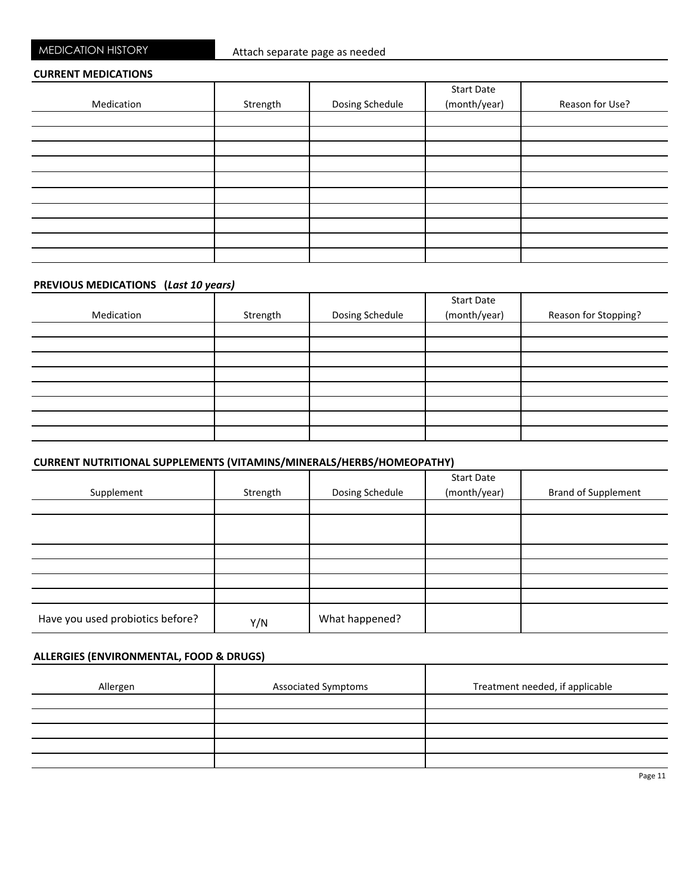## MEDICATION HISTORY

Attach separate page as needed

### CURRENT MEDICATIONS

| Medication | Strength | Dosing Schedule | Start Date (month/year) | Reason for Use? |
|---|---|---|---|---|
| | | | | |
| | | | | |
| | | | | |
| | | | | |
| | | | | |
| | | | | |
| | | | | |
| | | | | |
| | | | | |
| | | | | |

### PREVIOUS MEDICATIONS (*Last 10 years)*

| Medication | Strength | Dosing Schedule | Start Date (month/year) | Reason for Stopping? |
|---|---|---|---|---|
| | | | | |
| | | | | |
| | | | | |
| | | | | |
| | | | | |
| | | | | |
| | | | | |
| | | | | |

### CURRENT NUTRITIONAL SUPPLEMENTS (VITAMINS/MINERALS/HERBS/HOMEOPATHY)

| Supplement | Strength | Dosing Schedule | Start Date (month/year) | Brand of Supplement |
|---|---|---|---|---|
| | | | | |
| | | | | |
| | | | | |
| | | | | |
| | | | | |
| | | | | |
| Have you used probiotics before? | Y/N | What happened? | | |

### ALLERGIES (ENVIRONMENTAL, FOOD & DRUGS)

| Allergen | Associated Symptoms | Treatment needed, if applicable |
|---|---|---|
| | | |
| | | |
| | | |
| | | |
| | | |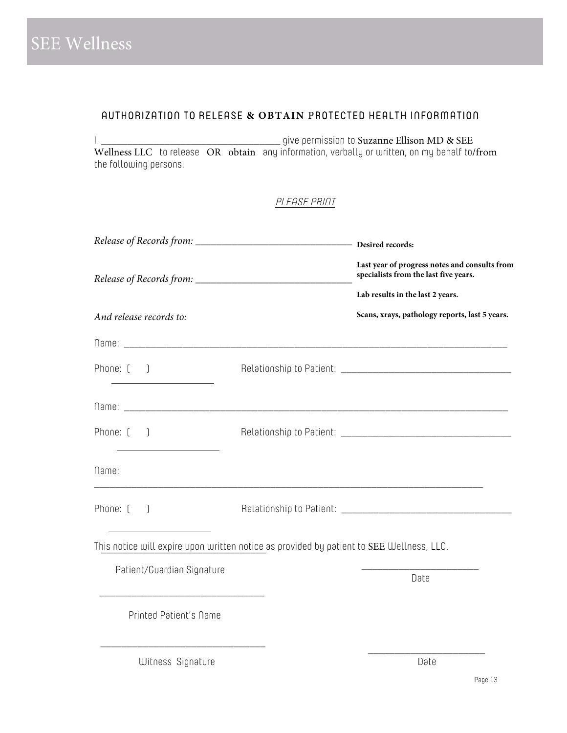SEE Wellness

## AUTHORIZATION TO RELEASE & OBTAIN PROTECTED HEALTH INFORMATION

I _____________________________________ give permission to Suzanne Ellison MD & SEE Wellness LLC to release OR obtain any information, verbally or written, on my behalf to/from the following persons.

*PLEASE PRINT*

*Release of Records from:* _________________________________

*Release of Records from:* _________________________________

*And release records to:*

**Desired records:**

**Last year of progress notes and consults from specialists from the last five years.**

**Lab results in the last 2 years.**

**Scans, xrays, pathology reports, last 5 years.**

Name: ___________________________________________________________________________

Phone: ( ) ____________________ Relationship to Patient: ___________________________________

Name: ___________________________________________________________________________

Phone: ( ) ____________________ Relationship to Patient: ___________________________________

Name: ___________________________________________________________________________

Phone: ( ) ____________________ Relationship to Patient: ___________________________________

This notice will expire upon written notice as provided by patient to SEE Wellness, LLC.

Patient/Guardian Signature ___________________________________ Date ________________________

Printed Patient's Name ___________________________________

Witness Signature ___________________________________ Date ________________________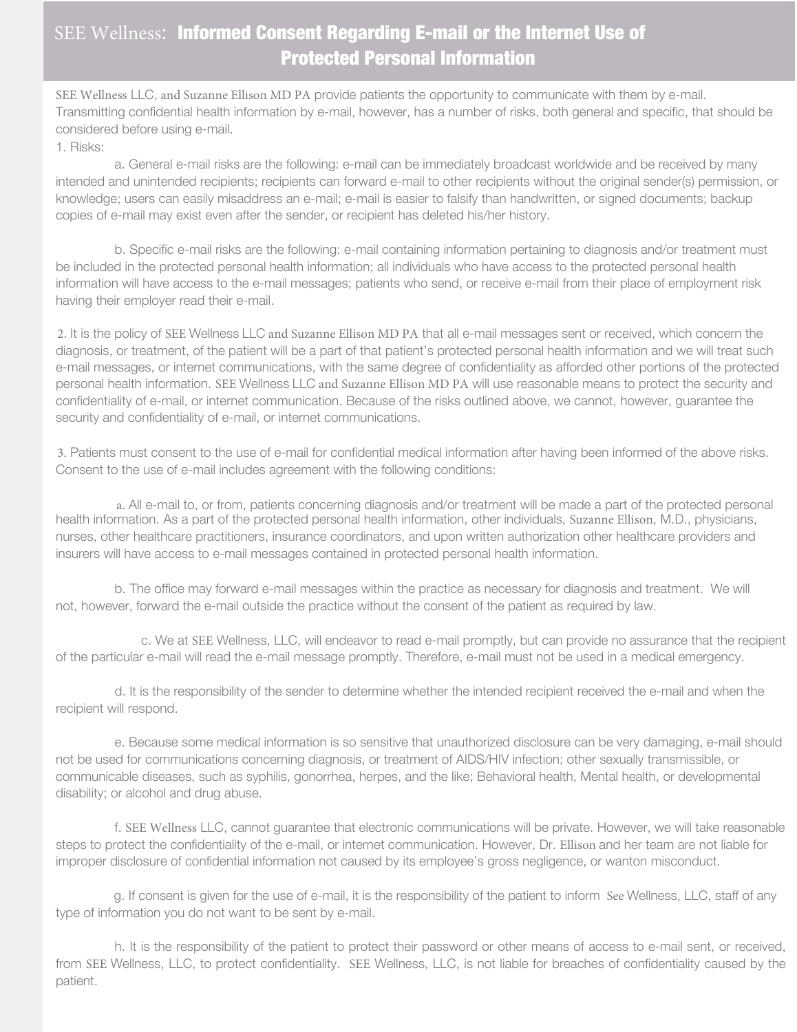# SEE Wellness: **Informed Consent Regarding E-mail or the Internet Use of Protected Personal Information**

SEE Wellness LLC, and Suzanne Ellison MD PA provide patients the opportunity to communicate with them by e-mail. Transmitting confidential health information by e-mail, however, has a number of risks, both general and specific, that should be considered before using e-mail.

1. Risks:

a. General e-mail risks are the following: e-mail can be immediately broadcast worldwide and be received by many intended and unintended recipients; recipients can forward e-mail to other recipients without the original sender(s) permission, or knowledge; users can easily misaddress an e-mail; e-mail is easier to falsify than handwritten, or signed documents; backup copies of e-mail may exist even after the sender, or recipient has deleted his/her history.

b. Specific e-mail risks are the following: e-mail containing information pertaining to diagnosis and/or treatment must be included in the protected personal health information; all individuals who have access to the protected personal health information will have access to the e-mail messages; patients who send, or receive e-mail from their place of employment risk having their employer read their e-mail.

2. It is the policy of SEE Wellness LLC and Suzanne Ellison MD PA that all e-mail messages sent or received, which concern the diagnosis, or treatment, of the patient will be a part of that patient's protected personal health information and we will treat such e-mail messages, or internet communications, with the same degree of confidentiality as afforded other portions of the protected personal health information. SEE Wellness LLC and Suzanne Ellison MD PA will use reasonable means to protect the security and confidentiality of e-mail, or internet communication. Because of the risks outlined above, we cannot, however, guarantee the security and confidentiality of e-mail, or internet communications.

3. Patients must consent to the use of e-mail for confidential medical information after having been informed of the above risks. Consent to the use of e-mail includes agreement with the following conditions:

a. All e-mail to, or from, patients concerning diagnosis and/or treatment will be made a part of the protected personal health information. As a part of the protected personal health information, other individuals, Suzanne Ellison, M.D., physicians, nurses, other healthcare practitioners, insurance coordinators, and upon written authorization other healthcare providers and insurers will have access to e-mail messages contained in protected personal health information.

b. The office may forward e-mail messages within the practice as necessary for diagnosis and treatment. We will not, however, forward the e-mail outside the practice without the consent of the patient as required by law.

c. We at SEE Wellness, LLC, will endeavor to read e-mail promptly, but can provide no assurance that the recipient of the particular e-mail will read the e-mail message promptly. Therefore, e-mail must not be used in a medical emergency.

d. It is the responsibility of the sender to determine whether the intended recipient received the e-mail and when the recipient will respond.

e. Because some medical information is so sensitive that unauthorized disclosure can be very damaging, e-mail should not be used for communications concerning diagnosis, or treatment of AIDS/HIV infection; other sexually transmissible, or communicable diseases, such as syphilis, gonorrhea, herpes, and the like; Behavioral health, Mental health, or developmental disability; or alcohol and drug abuse.

f. SEE Wellness LLC, cannot guarantee that electronic communications will be private. However, we will take reasonable steps to protect the confidentiality of the e-mail, or internet communication. However, Dr. Ellison and her team are not liable for improper disclosure of confidential information not caused by its employee's gross negligence, or wanton misconduct.

g. If consent is given for the use of e-mail, it is the responsibility of the patient to inform See Wellness, LLC, staff of any type of information you do not want to be sent by e-mail.

h. It is the responsibility of the patient to protect their password or other means of access to e-mail sent, or received, from SEE Wellness, LLC, to protect confidentiality. SEE Wellness, LLC, is not liable for breaches of confidentiality caused by the patient.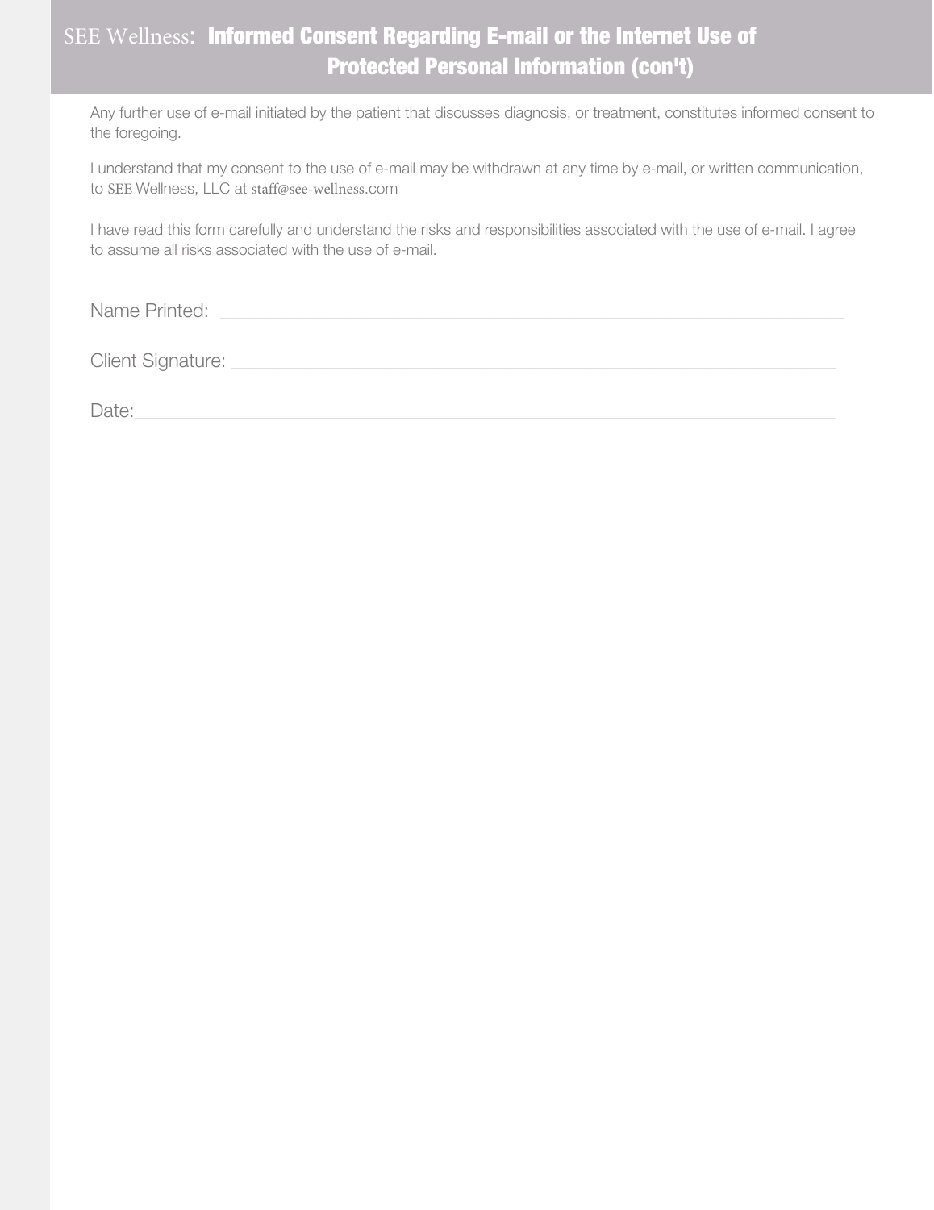# SEE Wellness: Informed Consent Regarding E-mail or the Internet Use of Protected Personal Information (con't)

Any further use of e-mail initiated by the patient that discusses diagnosis, or treatment, constitutes informed consent to the foregoing.

I understand that my consent to the use of e-mail may be withdrawn at any time by e-mail, or written communication, to SEE Wellness, LLC at staff@see-wellness.com

I have read this form carefully and understand the risks and responsibilities associated with the use of e-mail. I agree to assume all risks associated with the use of e-mail.

Name Printed: ______________________________________________________________

Client Signature: ____________________________________________________________

Date:______________________________________________________________________